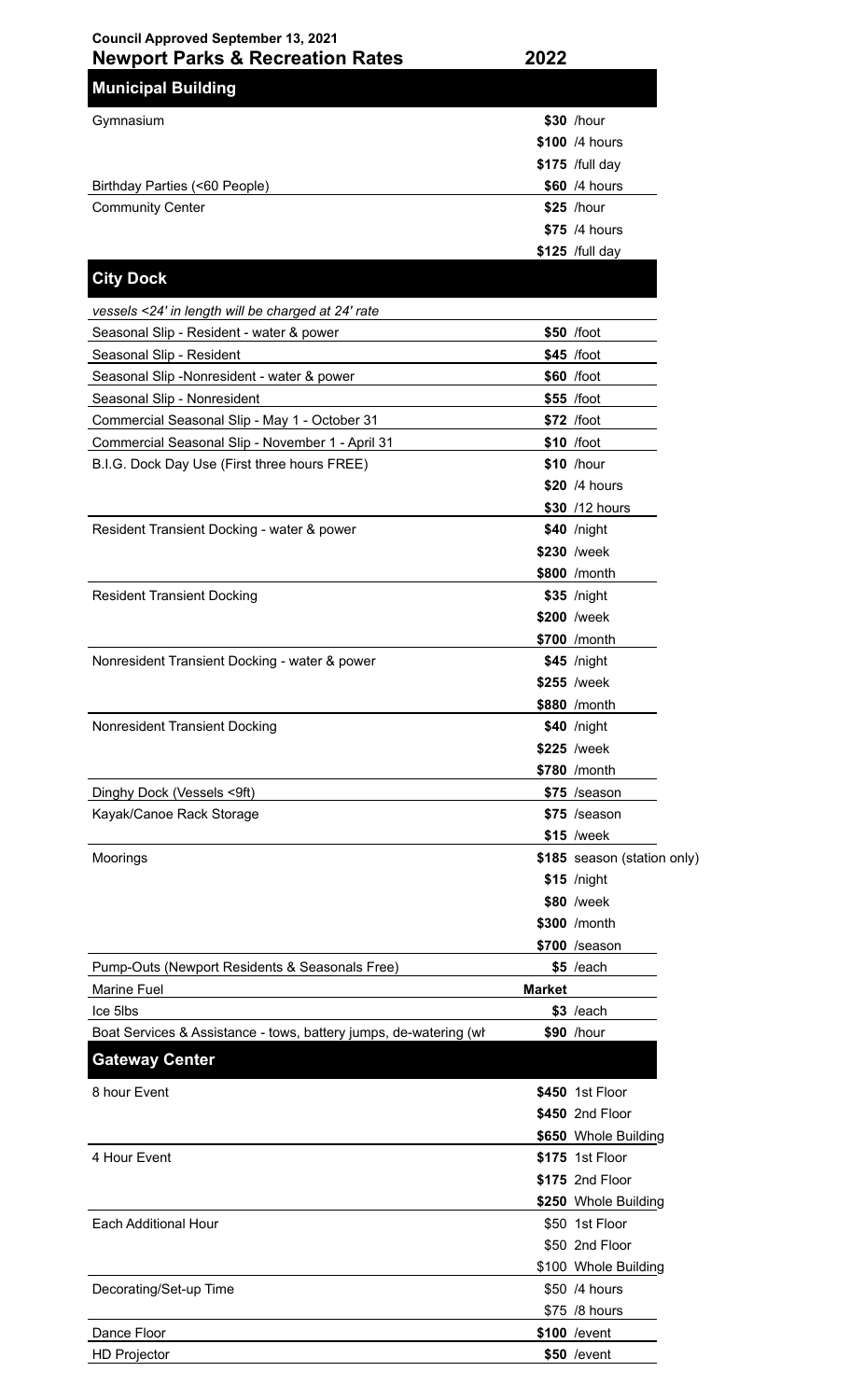**Council Approved September 13, 2021**

# Newport Parks & Recreation Rates

| | 2022 | |
|---|---|---|
| **Municipal Building** | | |
| Gymnasium | **$30** | /hour |
| | **$100** | /4 hours |
| | **$175** | /full day |
| Birthday Parties (<60 People) | **$60** | /4 hours |
| Community Center | **$25** | /hour |
| | **$75** | /4 hours |
| | **$125** | /full day |
| **City Dock** | | |
| *vessels <24' in length will be charged at 24' rate* | | |
| Seasonal Slip - Resident - water & power | **$50** | /foot |
| Seasonal Slip - Resident | **$45** | /foot |
| Seasonal Slip -Nonresident - water & power | **$60** | /foot |
| Seasonal Slip - Nonresident | **$55** | /foot |
| Commercial Seasonal Slip - May 1 - October 31 | **$72** | /foot |
| Commercial Seasonal Slip - November 1 - April 31 | **$10** | /foot |
| B.I.G. Dock Day Use (First three hours FREE) | **$10** | /hour |
| | **$20** | /4 hours |
| | **$30** | /12 hours |
| Resident Transient Docking - water & power | **$40** | /night |
| | **$230** | /week |
| | **$800** | /month |
| Resident Transient Docking | **$35** | /night |
| | **$200** | /week |
| | **$700** | /month |
| Nonresident Transient Docking - water & power | **$45** | /night |
| | **$255** | /week |
| | **$880** | /month |
| Nonresident Transient Docking | **$40** | /night |
| | **$225** | /week |
| | **$780** | /month |
| Dinghy Dock (Vessels <9ft) | **$75** | /season |
| Kayak/Canoe Rack Storage | **$75** | /season |
| | **$15** | /week |
| Moorings | **$185** | season (station only) |
| | **$15** | /night |
| | **$80** | /week |
| | **$300** | /month |
| | **$700** | /season |
| Pump-Outs (Newport Residents & Seasonals Free) | **$5** | /each |
| Marine Fuel | **Market** | |
| Ice 5lbs | **$3** | /each |
| Boat Services & Assistance - tows, battery jumps, de-watering (wh | **$90** | /hour |
| **Gateway Center** | | |
| 8 hour Event | **$450** | 1st Floor |
| | **$450** | 2nd Floor |
| | **$650** | Whole Building |
| 4 Hour Event | **$175** | 1st Floor |
| | **$175** | 2nd Floor |
| | **$250** | Whole Building |
| Each Additional Hour | $50 | 1st Floor |
| | $50 | 2nd Floor |
| | $100 | Whole Building |
| Decorating/Set-up Time | $50 | /4 hours |
| | $75 | /8 hours |
| Dance Floor | **$100** | /event |
| HD Projector | **$50** | /event |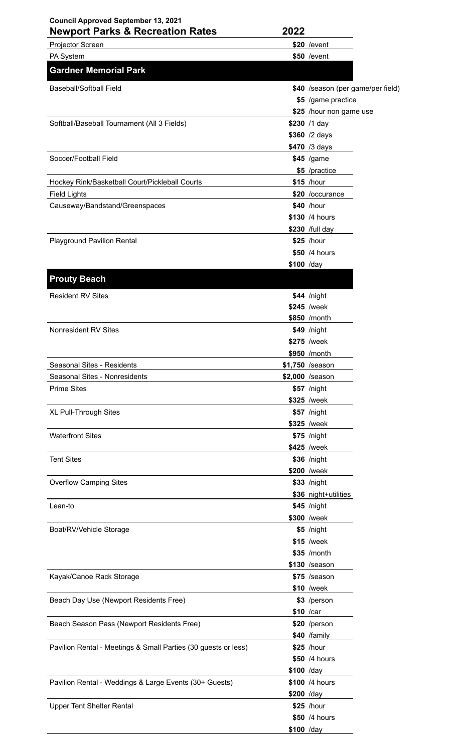**Council Approved September 13, 2021**

| Newport Parks & Recreation Rates | 2022 |
|---|---|
| Projector Screen | **$20** /event |
| PA System | **$50** /event |
| **Gardner Memorial Park** | |
| Baseball/Softball Field | **$40** /season (per game/per field) |
| | **$5** /game practice |
| | **$25** /hour non game use |
| Softball/Baseball Tournament (All 3 Fields) | **$230** /1 day |
| | **$360** /2 days |
| | **$470** /3 days |
| Soccer/Football Field | **$45** /game |
| | **$5** /practice |
| Hockey Rink/Basketball Court/Pickleball Courts | **$15** /hour |
| Field Lights | **$20** /occurance |
| Causeway/Bandstand/Greenspaces | **$40** /hour |
| | **$130** /4 hours |
| | **$230** /full day |
| Playground Pavilion Rental | **$25** /hour |
| | **$50** /4 hours |
| | **$100** /day |
| **Prouty Beach** | |
| Resident RV Sites | **$44** /night |
| | **$245** /week |
| | **$850** /month |
| Nonresident RV Sites | **$49** /night |
| | **$275** /week |
| | **$950** /month |
| Seasonal Sites - Residents | **$1,750** /season |
| Seasonal Sites - Nonresidents | **$2,000** /season |
| Prime Sites | **$57** /night |
| | **$325** /week |
| XL Pull-Through Sites | **$57** /night |
| | **$325** /week |
| Waterfront Sites | **$75** /night |
| | **$425** /week |
| Tent Sites | **$36** /night |
| | **$200** /week |
| Overflow Camping Sites | **$33** /night |
| | **$36** night+utilities |
| Lean-to | **$45** /night |
| | **$300** /week |
| Boat/RV/Vehicle Storage | **$5** /night |
| | **$15** /week |
| | **$35** /month |
| | **$130** /season |
| Kayak/Canoe Rack Storage | **$75** /season |
| | **$10** /week |
| Beach Day Use (Newport Residents Free) | **$3** /person |
| | **$10** /car |
| Beach Season Pass (Newport Residents Free) | **$20** /person |
| | **$40** /family |
| Pavilion Rental - Meetings & Small Parties (30 guests or less) | **$25** /hour |
| | **$50** /4 hours |
| | **$100** /day |
| Pavilion Rental - Weddings & Large Events (30+ Guests) | **$100** /4 hours |
| | **$200** /day |
| Upper Tent Shelter Rental | **$25** /hour |
| | **$50** /4 hours |
| | **$100** /day |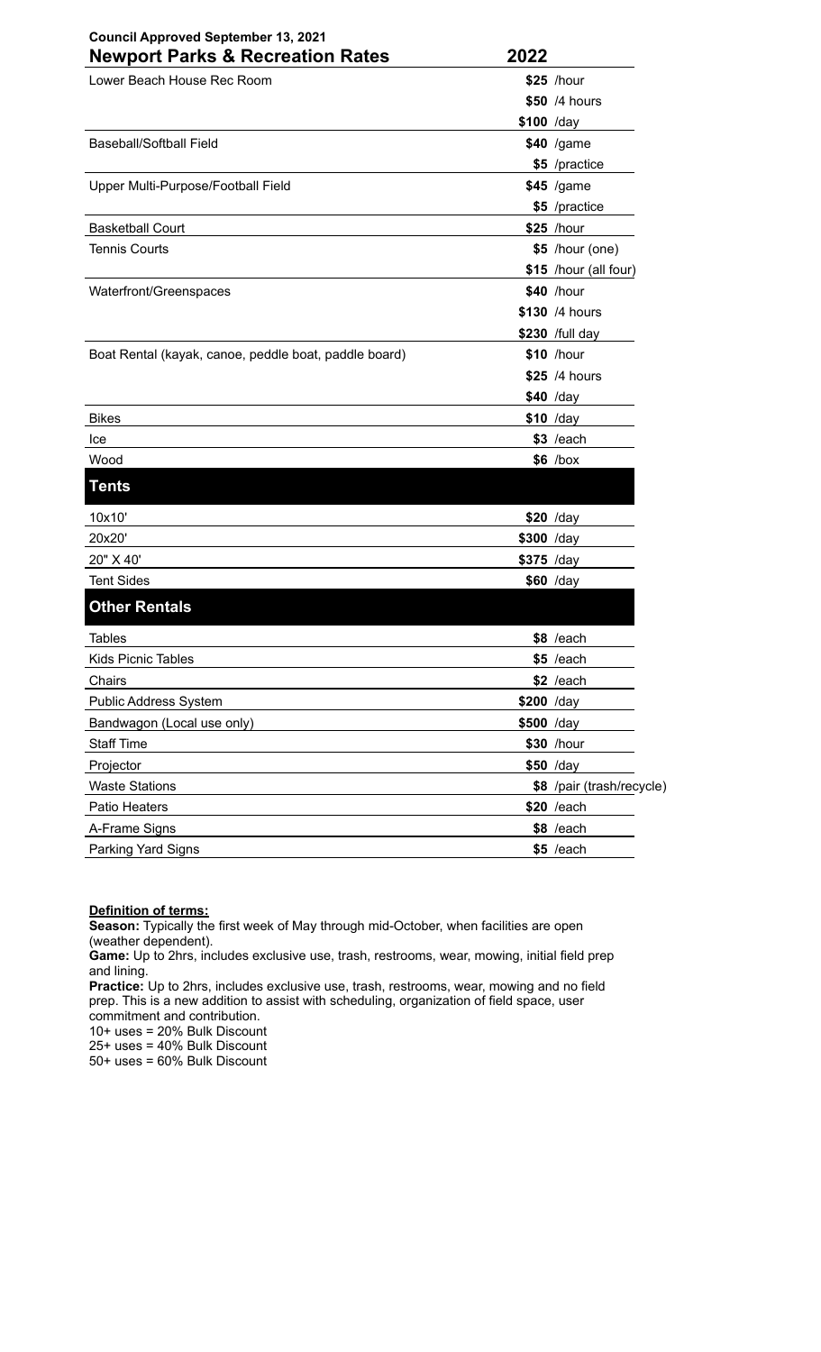**Council Approved September 13, 2021**

## Newport Parks & Recreation Rates

| Newport Parks & Recreation Rates | 2022 | |
|---|---|---|
| Lower Beach House Rec Room | **$25** | /hour |
| | **$50** | /4 hours |
| | **$100** | /day |
| Baseball/Softball Field | **$40** | /game |
| | **$5** | /practice |
| Upper Multi-Purpose/Football Field | **$45** | /game |
| | **$5** | /practice |
| Basketball Court | **$25** | /hour |
| Tennis Courts | **$5** | /hour (one) |
| | **$15** | /hour (all four) |
| Waterfront/Greenspaces | **$40** | /hour |
| | **$130** | /4 hours |
| | **$230** | /full day |
| Boat Rental (kayak, canoe, peddle boat, paddle board) | **$10** | /hour |
| | **$25** | /4 hours |
| | **$40** | /day |
| Bikes | **$10** | /day |
| Ice | **$3** | /each |
| Wood | **$6** | /box |
| **Tents** | | |
| 10x10' | **$20** | /day |
| 20x20' | **$300** | /day |
| 20" X 40' | **$375** | /day |
| Tent Sides | **$60** | /day |
| **Other Rentals** | | |
| Tables | **$8** | /each |
| Kids Picnic Tables | **$5** | /each |
| Chairs | **$2** | /each |
| Public Address System | **$200** | /day |
| Bandwagon (Local use only) | **$500** | /day |
| Staff Time | **$30** | /hour |
| Projector | **$50** | /day |
| Waste Stations | **$8** | /pair (trash/recycle) |
| Patio Heaters | **$20** | /each |
| A-Frame Signs | **$8** | /each |
| Parking Yard Signs | **$5** | /each |

**Definition of terms:**

**Season:** Typically the first week of May through mid-October, when facilities are open (weather dependent).

**Game:** Up to 2hrs, includes exclusive use, trash, restrooms, wear, mowing, initial field prep and lining.

**Practice:** Up to 2hrs, includes exclusive use, trash, restrooms, wear, mowing and no field prep. This is a new addition to assist with scheduling, organization of field space, user commitment and contribution.

10+ uses = 20% Bulk Discount
25+ uses = 40% Bulk Discount
50+ uses = 60% Bulk Discount